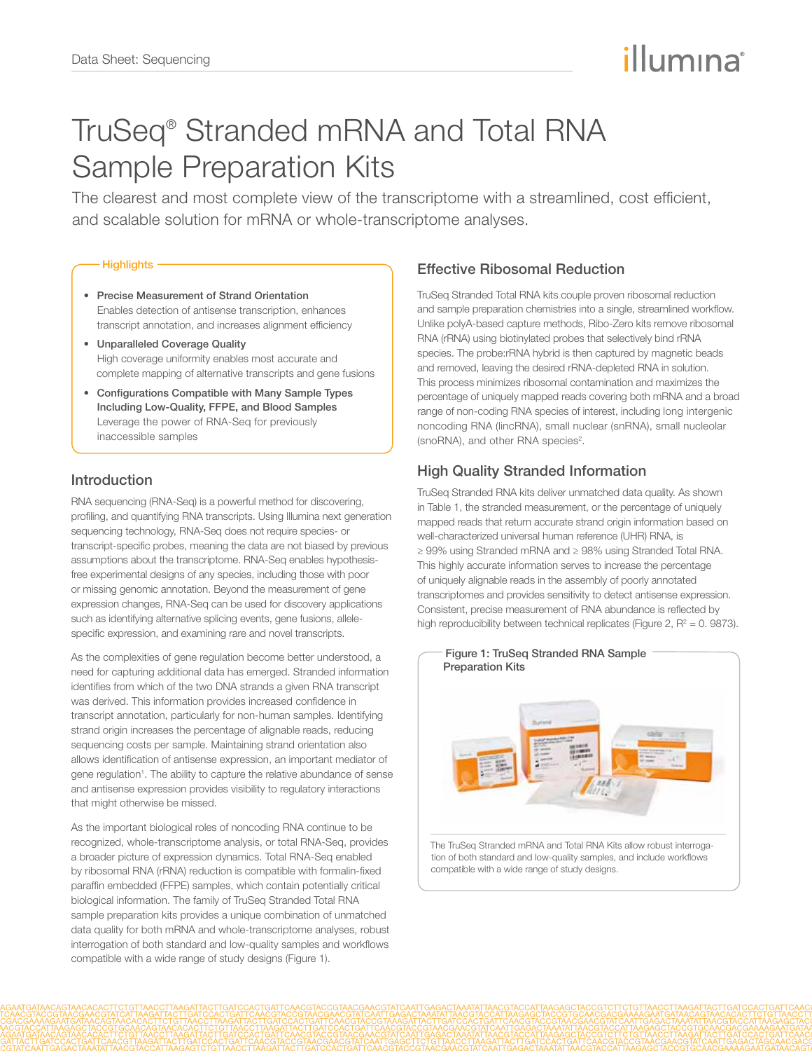# TruSeq® Stranded mRNA and Total RNA Sample Preparation Kits

The clearest and most complete view of the transcriptome with a streamlined, cost efficient, and scalable solution for mRNA or whole-transcriptome analyses.

## Highlights

- **Precise Measurement of Strand Orientation**
  Enables detection of antisense transcription, enhances transcript annotation, and increases alignment efficiency
- **Unparalleled Coverage Quality**
  High coverage uniformity enables most accurate and complete mapping of alternative transcripts and gene fusions
- **Configurations Compatible with Many Sample Types Including Low-Quality, FFPE, and Blood Samples**
  Leverage the power of RNA-Seq for previously inaccessible samples

## Introduction

RNA sequencing (RNA-Seq) is a powerful method for discovering, profiling, and quantifying RNA transcripts. Using Illumina next generation sequencing technology, RNA-Seq does not require species- or transcript-specific probes, meaning the data are not biased by previous assumptions about the transcriptome. RNA-Seq enables hypothesis-free experimental designs of any species, including those with poor or missing genomic annotation. Beyond the measurement of gene expression changes, RNA-Seq can be used for discovery applications such as identifying alternative splicing events, gene fusions, allele-specific expression, and examining rare and novel transcripts.

As the complexities of gene regulation become better understood, a need for capturing additional data has emerged. Stranded information identifies from which of the two DNA strands a given RNA transcript was derived. This information provides increased confidence in transcript annotation, particularly for non-human samples. Identifying strand origin increases the percentage of alignable reads, reducing sequencing costs per sample. Maintaining strand orientation also allows identification of antisense expression, an important mediator of gene regulation[1]. The ability to capture the relative abundance of sense and antisense expression provides visibility to regulatory interactions that might otherwise be missed.

As the important biological roles of noncoding RNA continue to be recognized, whole-transcriptome analysis, or total RNA-Seq, provides a broader picture of expression dynamics. Total RNA-Seq enabled by ribosomal RNA (rRNA) reduction is compatible with formalin-fixed paraffin embedded (FFPE) samples, which contain potentially critical biological information. The family of TruSeq Stranded Total RNA sample preparation kits provides a unique combination of unmatched data quality for both mRNA and whole-transcriptome analyses, robust interrogation of both standard and low-quality samples and workflows compatible with a wide range of study designs (Figure 1).

## Effective Ribosomal Reduction

TruSeq Stranded Total RNA kits couple proven ribosomal reduction and sample preparation chemistries into a single, streamlined workflow. Unlike polyA-based capture methods, Ribo-Zero kits remove ribosomal RNA (rRNA) using biotinylated probes that selectively bind rRNA species. The probe:rRNA hybrid is then captured by magnetic beads and removed, leaving the desired rRNA-depleted RNA in solution. This process minimizes ribosomal contamination and maximizes the percentage of uniquely mapped reads covering both mRNA and a broad range of non-coding RNA species of interest, including long intergenic noncoding RNA (lincRNA), small nuclear (snRNA), small nucleolar (snoRNA), and other RNA species[2].

## High Quality Stranded Information

TruSeq Stranded RNA kits deliver unmatched data quality. As shown in Table 1, the stranded measurement, or the percentage of uniquely mapped reads that return accurate strand origin information based on well-characterized universal human reference (UHR) RNA, is ≥ 99% using Stranded mRNA and ≥ 98% using Stranded Total RNA. This highly accurate information serves to increase the percentage of uniquely alignable reads in the assembly of poorly annotated transcriptomes and provides sensitivity to detect antisense expression. Consistent, precise measurement of RNA abundance is reflected by high reproducibility between technical replicates (Figure 2, $R^2$ = 0. 9873).

**Figure 1: TruSeq Stranded RNA Sample Preparation Kits**

The TruSeq Stranded mRNA and Total RNA Kits allow robust interrogation of both standard and low-quality samples, and include workflows compatible with a wide range of study designs.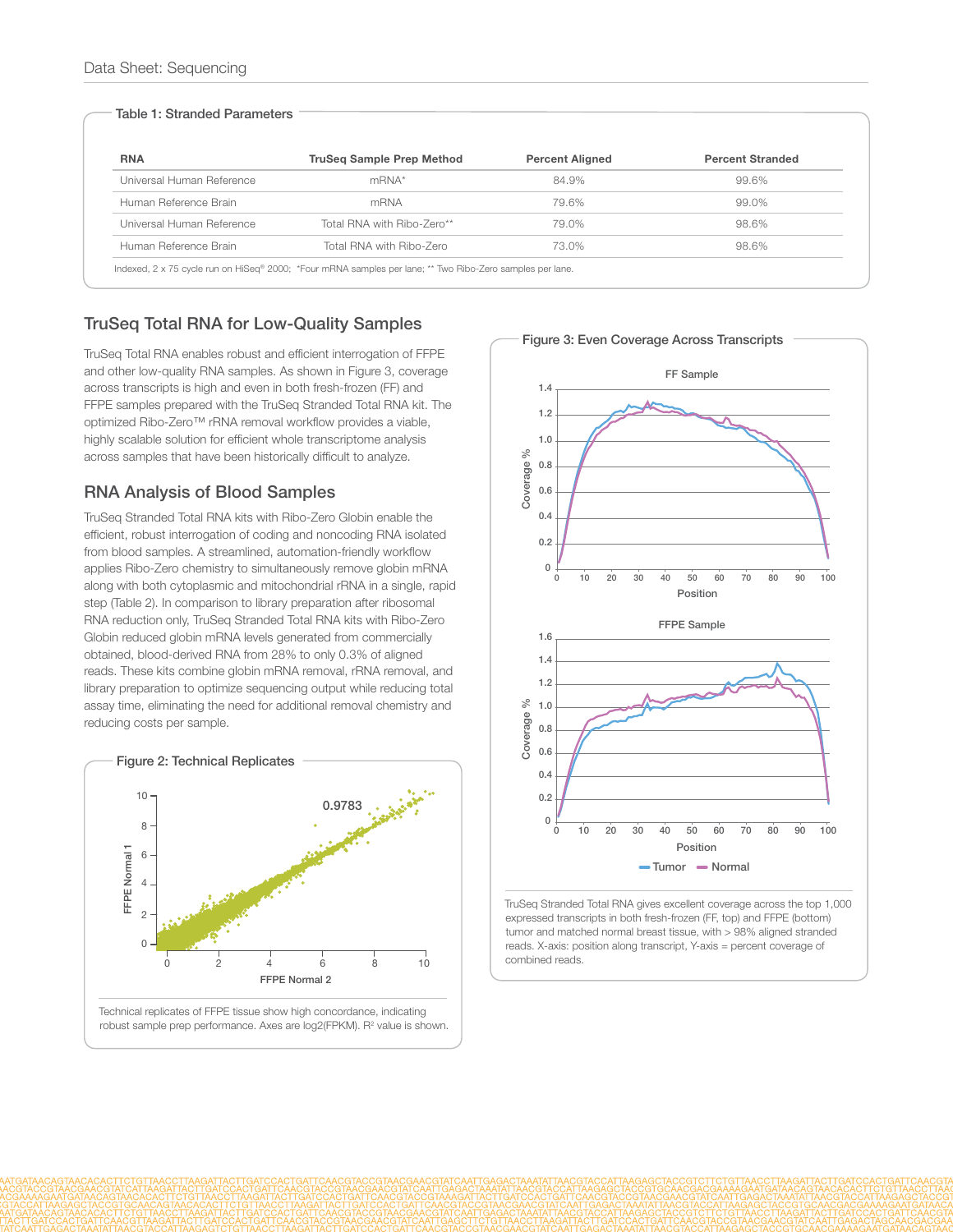**Table 1: Stranded Parameters**

| RNA | TruSeq Sample Prep Method | Percent Aligned | Percent Stranded |
| --- | --- | --- | --- |
| Universal Human Reference | mRNA* | 84.9% | 99.6% |
| Human Reference Brain | mRNA | 79.6% | 99.0% |
| Universal Human Reference | Total RNA with Ribo-Zero** | 79.0% | 98.6% |
| Human Reference Brain | Total RNA with Ribo-Zero | 73.0% | 98.6% |

Indexed, 2 x 75 cycle run on HiSeq® 2000; *Four mRNA samples per lane; ** Two Ribo-Zero samples per lane.

## TruSeq Total RNA for Low-Quality Samples

TruSeq Total RNA enables robust and efficient interrogation of FFPE and other low-quality RNA samples. As shown in Figure 3, coverage across transcripts is high and even in both fresh-frozen (FF) and FFPE samples prepared with the TruSeq Stranded Total RNA kit. The optimized Ribo-Zero™ rRNA removal workflow provides a viable, highly scalable solution for efficient whole transcriptome analysis across samples that have been historically difficult to analyze.

## RNA Analysis of Blood Samples

TruSeq Stranded Total RNA kits with Ribo-Zero Globin enable the efficient, robust interrogation of coding and noncoding RNA isolated from blood samples. A streamlined, automation-friendly workflow applies Ribo-Zero chemistry to simultaneously remove globin mRNA along with both cytoplasmic and mitochondrial rRNA in a single, rapid step (Table 2). In comparison to library preparation after ribosomal RNA reduction only, TruSeq Stranded Total RNA kits with Ribo-Zero Globin reduced globin mRNA levels generated from commercially obtained, blood-derived RNA from 28% to only 0.3% of aligned reads. These kits combine globin mRNA removal, rRNA removal, and library preparation to optimize sequencing output while reducing total assay time, eliminating the need for additional removal chemistry and reducing costs per sample.

**Figure 2: Technical Replicates**

Technical replicates of FFPE tissue show high concordance, indicating robust sample prep performance. Axes are log2(FPKM). $R^2$ value is shown.

**Figure 3: Even Coverage Across Transcripts**

TruSeq Stranded Total RNA gives excellent coverage across the top 1,000 expressed transcripts in both fresh-frozen (FF, top) and FFPE (bottom) tumor and matched normal breast tissue, with > 98% aligned stranded reads. X-axis: position along transcript, Y-axis = percent coverage of combined reads.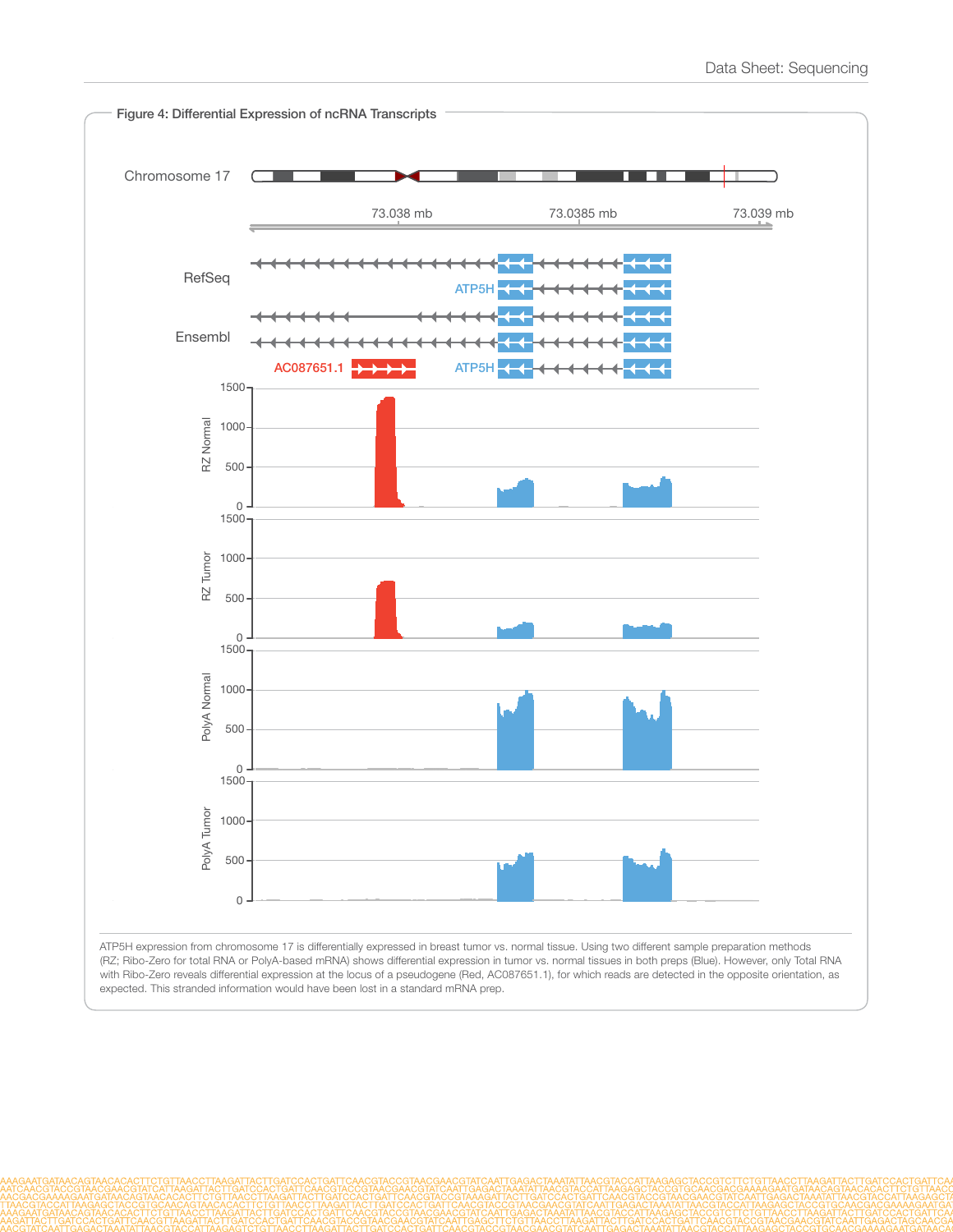**Figure 4: Differential Expression of ncRNA Transcripts**

Chromosome 17

73.038 mb | 73.0385 mb | 73.039 mb

RefSeq

ATP5H

Ensembl

AC087651.1 | ATP5H

RZ Normal

RZ Tumor

PolyA Normal

PolyA Tumor

ATP5H expression from chromosome 17 is differentially expressed in breast tumor vs. normal tissue. Using two different sample preparation methods (RZ; Ribo-Zero for total RNA or PolyA-based mRNA) shows differential expression in tumor vs. normal tissues in both preps (Blue). However, only Total RNA with Ribo-Zero reveals differential expression at the locus of a pseudogene (Red, AC087651.1), for which reads are detected in the opposite orientation, as expected. This stranded information would have been lost in a standard mRNA prep.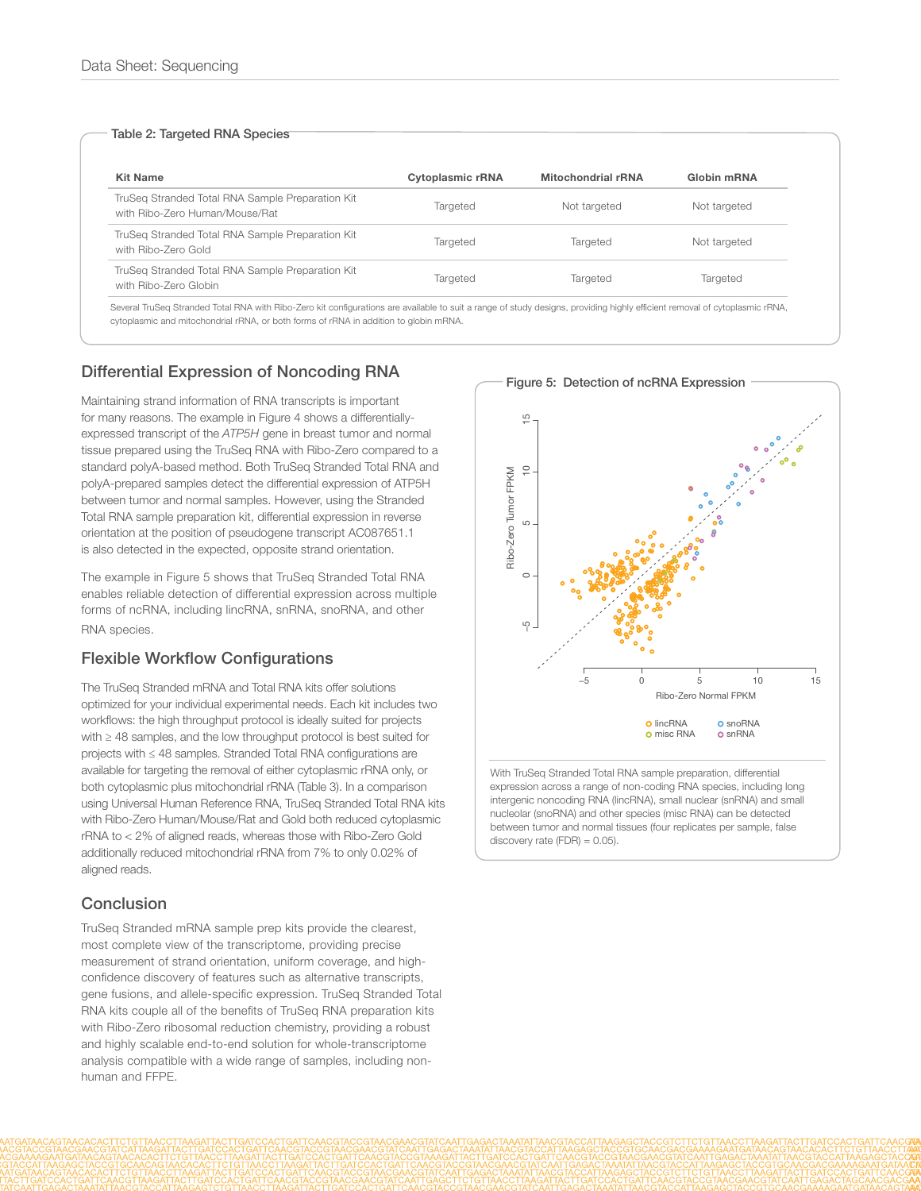**Table 2: Targeted RNA Species**

| Kit Name | Cytoplasmic rRNA | Mitochondrial rRNA | Globin mRNA |
|---|---|---|---|
| TruSeq Stranded Total RNA Sample Preparation Kit with Ribo-Zero Human/Mouse/Rat | Targeted | Not targeted | Not targeted |
| TruSeq Stranded Total RNA Sample Preparation Kit with Ribo-Zero Gold | Targeted | Targeted | Not targeted |
| TruSeq Stranded Total RNA Sample Preparation Kit with Ribo-Zero Globin | Targeted | Targeted | Targeted |

Several TruSeq Stranded Total RNA with Ribo-Zero kit configurations are available to suit a range of study designs, providing highly efficient removal of cytoplasmic rRNA, cytoplasmic and mitochondrial rRNA, or both forms of rRNA in addition to globin mRNA.

## Differential Expression of Noncoding RNA

Maintaining strand information of RNA transcripts is important for many reasons. The example in Figure 4 shows a differentially-expressed transcript of the *ATP5H* gene in breast tumor and normal tissue prepared using the TruSeq RNA with Ribo-Zero compared to a standard polyA-based method. Both TruSeq Stranded Total RNA and polyA-prepared samples detect the differential expression of ATP5H between tumor and normal samples. However, using the Stranded Total RNA sample preparation kit, differential expression in reverse orientation at the position of pseudogene transcript AC087651.1 is also detected in the expected, opposite strand orientation.

The example in Figure 5 shows that TruSeq Stranded Total RNA enables reliable detection of differential expression across multiple forms of ncRNA, including lincRNA, snRNA, snoRNA, and other RNA species.

**Figure 5: Detection of ncRNA Expression**

With TruSeq Stranded Total RNA sample preparation, differential expression across a range of non-coding RNA species, including long intergenic noncoding RNA (lincRNA), small nuclear (snRNA) and small nucleolar (snoRNA) and other species (misc RNA) can be detected between tumor and normal tissues (four replicates per sample, false discovery rate (FDR) = 0.05).

## Flexible Workflow Configurations

The TruSeq Stranded mRNA and Total RNA kits offer solutions optimized for your individual experimental needs. Each kit includes two workflows: the high throughput protocol is ideally suited for projects with ≥ 48 samples, and the low throughput protocol is best suited for projects with ≤ 48 samples. Stranded Total RNA configurations are available for targeting the removal of either cytoplasmic rRNA only, or both cytoplasmic plus mitochondrial rRNA (Table 3). In a comparison using Universal Human Reference RNA, TruSeq Stranded Total RNA kits with Ribo-Zero Human/Mouse/Rat and Gold both reduced cytoplasmic rRNA to < 2% of aligned reads, whereas those with Ribo-Zero Gold additionally reduced mitochondrial rRNA from 7% to only 0.02% of aligned reads.

## Conclusion

TruSeq Stranded mRNA sample prep kits provide the clearest, most complete view of the transcriptome, providing precise measurement of strand orientation, uniform coverage, and high-confidence discovery of features such as alternative transcripts, gene fusions, and allele-specific expression. TruSeq Stranded Total RNA kits couple all of the benefits of TruSeq RNA preparation kits with Ribo-Zero ribosomal reduction chemistry, providing a robust and highly scalable end-to-end solution for whole-transcriptome analysis compatible with a wide range of samples, including non-human and FFPE.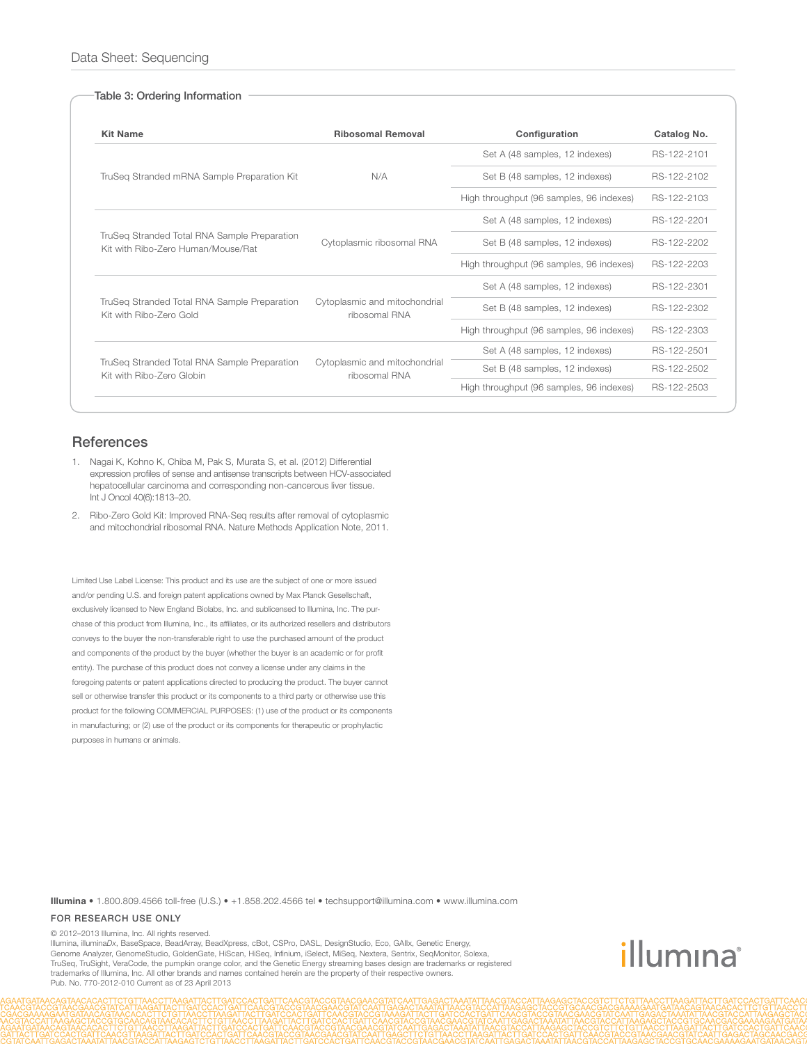Table 3: Ordering Information

| Kit Name | Ribosomal Removal | Configuration | Catalog No. |
|---|---|---|---|
| TruSeq Stranded mRNA Sample Preparation Kit | N/A | Set A (48 samples, 12 indexes) | RS-122-2101 |
| | | Set B (48 samples, 12 indexes) | RS-122-2102 |
| | | High throughput (96 samples, 96 indexes) | RS-122-2103 |
| TruSeq Stranded Total RNA Sample Preparation Kit with Ribo-Zero Human/Mouse/Rat | Cytoplasmic ribosomal RNA | Set A (48 samples, 12 indexes) | RS-122-2201 |
| | | Set B (48 samples, 12 indexes) | RS-122-2202 |
| | | High throughput (96 samples, 96 indexes) | RS-122-2203 |
| TruSeq Stranded Total RNA Sample Preparation Kit with Ribo-Zero Gold | Cytoplasmic and mitochondrial ribosomal RNA | Set A (48 samples, 12 indexes) | RS-122-2301 |
| | | Set B (48 samples, 12 indexes) | RS-122-2302 |
| | | High throughput (96 samples, 96 indexes) | RS-122-2303 |
| TruSeq Stranded Total RNA Sample Preparation Kit with Ribo-Zero Globin | Cytoplasmic and mitochondrial ribosomal RNA | Set A (48 samples, 12 indexes) | RS-122-2501 |
| | | Set B (48 samples, 12 indexes) | RS-122-2502 |
| | | High throughput (96 samples, 96 indexes) | RS-122-2503 |

## References

1. Nagai K, Kohno K, Chiba M, Pak S, Murata S, et al. (2012) Differential expression profiles of sense and antisense transcripts between HCV-associated hepatocellular carcinoma and corresponding non-cancerous liver tissue. Int J Oncol 40(6):1813–20.
2. Ribo-Zero Gold Kit: Improved RNA-Seq results after removal of cytoplasmic and mitochondrial ribosomal RNA. Nature Methods Application Note, 2011.

Limited Use Label License: This product and its use are the subject of one or more issued and/or pending U.S. and foreign patent applications owned by Max Planck Gesellschaft, exclusively licensed to New England Biolabs, Inc. and sublicensed to Illumina, Inc. The purchase of this product from Illumina, Inc., its affiliates, or its authorized resellers and distributors conveys to the buyer the non-transferable right to use the purchased amount of the product and components of the product by the buyer (whether the buyer is an academic or for profit entity). The purchase of this product does not convey a license under any claims in the foregoing patents or patent applications directed to producing the product. The buyer cannot sell or otherwise transfer this product or its components to a third party or otherwise use this product for the following COMMERCIAL PURPOSES: (1) use of the product or its components in manufacturing; or (2) use of the product or its components for therapeutic or prophylactic purposes in humans or animals.

**Illumina** • 1.800.809.4566 toll-free (U.S.) • +1.858.202.4566 tel • techsupport@illumina.com • www.illumina.com

FOR RESEARCH USE ONLY

© 2012–2013 Illumina, Inc. All rights reserved.
Illumina, illumina*Dx*, BaseSpace, BeadArray, BeadXpress, cBot, CSPro, DASL, DesignStudio, Eco, GAIIx, Genetic Energy, Genome Analyzer, GenomeStudio, GoldenGate, HiScan, HiSeq, Infinium, iSelect, MiSeq, Nextera, Sentrix, SeqMonitor, Solexa, TruSeq, TruSight, VeraCode, the pumpkin orange color, and the Genetic Energy streaming bases design are trademarks or registered trademarks of Illumina, Inc. All other brands and names contained herein are the property of their respective owners.
Pub. No. 770-2012-010 Current as of 23 April 2013